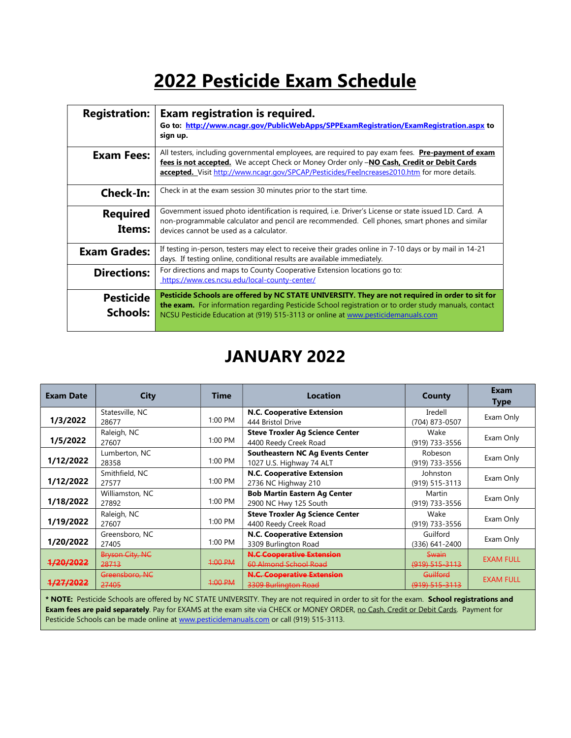# 2022 Pesticide Exam Schedule

| | |
|---|---|
| **Registration:** | **Exam registration is required.** **Go to: http://www.ncagr.gov/PublicWebApps/SPPExamRegistration/ExamRegistration.aspx to sign up.** |
| **Exam Fees:** | All testers, including governmental employees, are required to pay exam fees. **Pre-payment of exam fees is not accepted.** We accept Check or Money Order only –**NO Cash, Credit or Debit Cards accepted.** Visit http://www.ncagr.gov/SPCAP/Pesticides/FeeIncreases2010.htm for more details. |
| **Check-In:** | Check in at the exam session 30 minutes prior to the start time. |
| **Required Items:** | Government issued photo identification is required, i.e. Driver's License or state issued I.D. Card. A non-programmable calculator and pencil are recommended. Cell phones, smart phones and similar devices cannot be used as a calculator. |
| **Exam Grades:** | If testing in-person, testers may elect to receive their grades online in 7-10 days or by mail in 14-21 days. If testing online, conditional results are available immediately. |
| **Directions:** | For directions and maps to County Cooperative Extension locations go to: https://www.ces.ncsu.edu/local-county-center/ |
| **Pesticide Schools:** | **Pesticide Schools are offered by NC STATE UNIVERSITY. They are not required in order to sit for the exam.** For information regarding Pesticide School registration or to order study manuals, contact NCSU Pesticide Education at (919) 515-3113 or online at www.pesticidemanuals.com |

## JANUARY 2022

| Exam Date | City | Time | Location | County | Exam Type |
|---|---|---|---|---|---|
| **1/3/2022** | Statesville, NC 28677 | 1:00 PM | **N.C. Cooperative Extension** 444 Bristol Drive | Iredell (704) 873-0507 | Exam Only |
| **1/5/2022** | Raleigh, NC 27607 | 1:00 PM | **Steve Troxler Ag Science Center** 4400 Reedy Creek Road | Wake (919) 733-3556 | Exam Only |
| **1/12/2022** | Lumberton, NC 28358 | 1:00 PM | **Southeastern NC Ag Events Center** 1027 U.S. Highway 74 ALT | Robeson (919) 733-3556 | Exam Only |
| **1/12/2022** | Smithfield, NC 27577 | 1:00 PM | **N.C. Cooperative Extension** 2736 NC Highway 210 | Johnston (919) 515-3113 | Exam Only |
| **1/18/2022** | Williamston, NC 27892 | 1:00 PM | **Bob Martin Eastern Ag Center** 2900 NC Hwy 125 South | Martin (919) 733-3556 | Exam Only |
| **1/19/2022** | Raleigh, NC 27607 | 1:00 PM | **Steve Troxler Ag Science Center** 4400 Reedy Creek Road | Wake (919) 733-3556 | Exam Only |
| **1/20/2022** | Greensboro, NC 27405 | 1:00 PM | **N.C. Cooperative Extension** 3309 Burlington Road | Guilford (336) 641-2400 | Exam Only |
| ~~**1/20/2022**~~ | ~~Bryson City, NC 28713~~ | ~~1:00 PM~~ | ~~**N.C Cooperative Extension** 60 Almond School Road~~ | ~~Swain (919) 515-3113~~ | EXAM FULL |
| ~~**1/27/2022**~~ | ~~Greensboro, NC 27405~~ | ~~1:00 PM~~ | ~~**N.C. Cooperative Extension** 3309 Burlington Road~~ | ~~Guilford (919) 515-3113~~ | EXAM FULL |

**\* NOTE:** Pesticide Schools are offered by NC STATE UNIVERSITY. They are not required in order to sit for the exam. **School registrations and Exam fees are paid separately**. Pay for EXAMS at the exam site via CHECK or MONEY ORDER, no Cash, Credit or Debit Cards. Payment for Pesticide Schools can be made online at www.pesticidemanuals.com or call (919) 515-3113.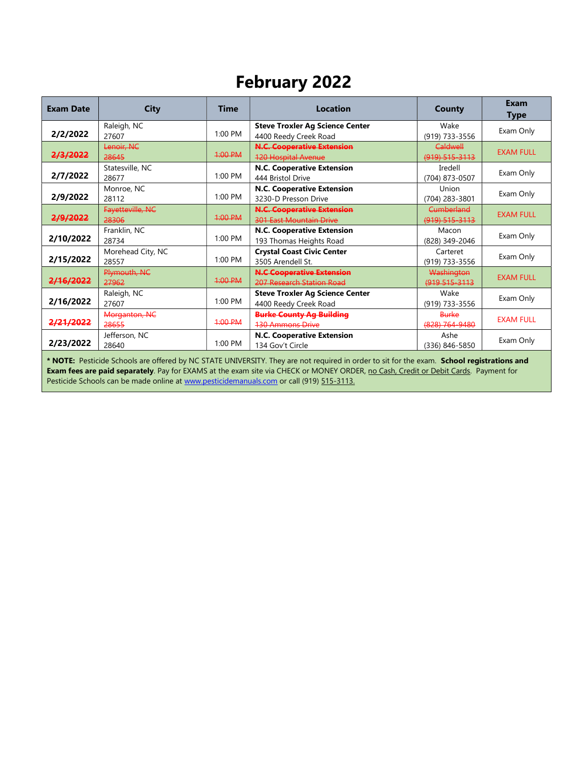# February 2022

| Exam Date | City | Time | Location | County | Exam Type |
|---|---|---|---|---|---|
| **2/2/2022** | Raleigh, NC 27607 | 1:00 PM | **Steve Troxler Ag Science Center** 4400 Reedy Creek Road | Wake (919) 733-3556 | Exam Only |
| ~~**2/3/2022**~~ | ~~Lenoir, NC 28645~~ | ~~1:00 PM~~ | ~~**N.C. Cooperative Extension** 120 Hospital Avenue~~ | ~~Caldwell (919) 515-3113~~ | EXAM FULL |
| **2/7/2022** | Statesville, NC 28677 | 1:00 PM | **N.C. Cooperative Extension** 444 Bristol Drive | Iredell (704) 873-0507 | Exam Only |
| **2/9/2022** | Monroe, NC 28112 | 1:00 PM | **N.C. Cooperative Extension** 3230-D Presson Drive | Union (704) 283-3801 | Exam Only |
| ~~**2/9/2022**~~ | ~~Fayetteville, NC 28306~~ | ~~1:00 PM~~ | ~~**N.C. Cooperative Extension** 301 East Mountain Drive~~ | ~~Cumberland (919) 515-3113~~ | EXAM FULL |
| **2/10/2022** | Franklin, NC 28734 | 1:00 PM | **N.C. Cooperative Extension** 193 Thomas Heights Road | Macon (828) 349-2046 | Exam Only |
| **2/15/2022** | Morehead City, NC 28557 | 1:00 PM | **Crystal Coast Civic Center** 3505 Arendell St. | Carteret (919) 733-3556 | Exam Only |
| ~~**2/16/2022**~~ | ~~Plymouth, NC 27962~~ | ~~1:00 PM~~ | ~~**N.C Cooperative Extension** 207 Research Station Road~~ | ~~Washington (919 515-3113~~ | EXAM FULL |
| **2/16/2022** | Raleigh, NC 27607 | 1:00 PM | **Steve Troxler Ag Science Center** 4400 Reedy Creek Road | Wake (919) 733-3556 | Exam Only |
| ~~**2/21/2022**~~ | ~~Morganton, NC 28655~~ | ~~1:00 PM~~ | ~~**Burke County Ag Building** 130 Ammons Drive~~ | ~~Burke (828) 764-9480~~ | EXAM FULL |
| **2/23/2022** | Jefferson, NC 28640 | 1:00 PM | **N.C. Cooperative Extension** 134 Gov't Circle | Ashe (336) 846-5850 | Exam Only |

**\* NOTE:** Pesticide Schools are offered by NC STATE UNIVERSITY. They are not required in order to sit for the exam. **School registrations and Exam fees are paid separately**. Pay for EXAMS at the exam site via CHECK or MONEY ORDER, no Cash, Credit or Debit Cards. Payment for Pesticide Schools can be made online at www.pesticidemanuals.com or call (919) 515-3113.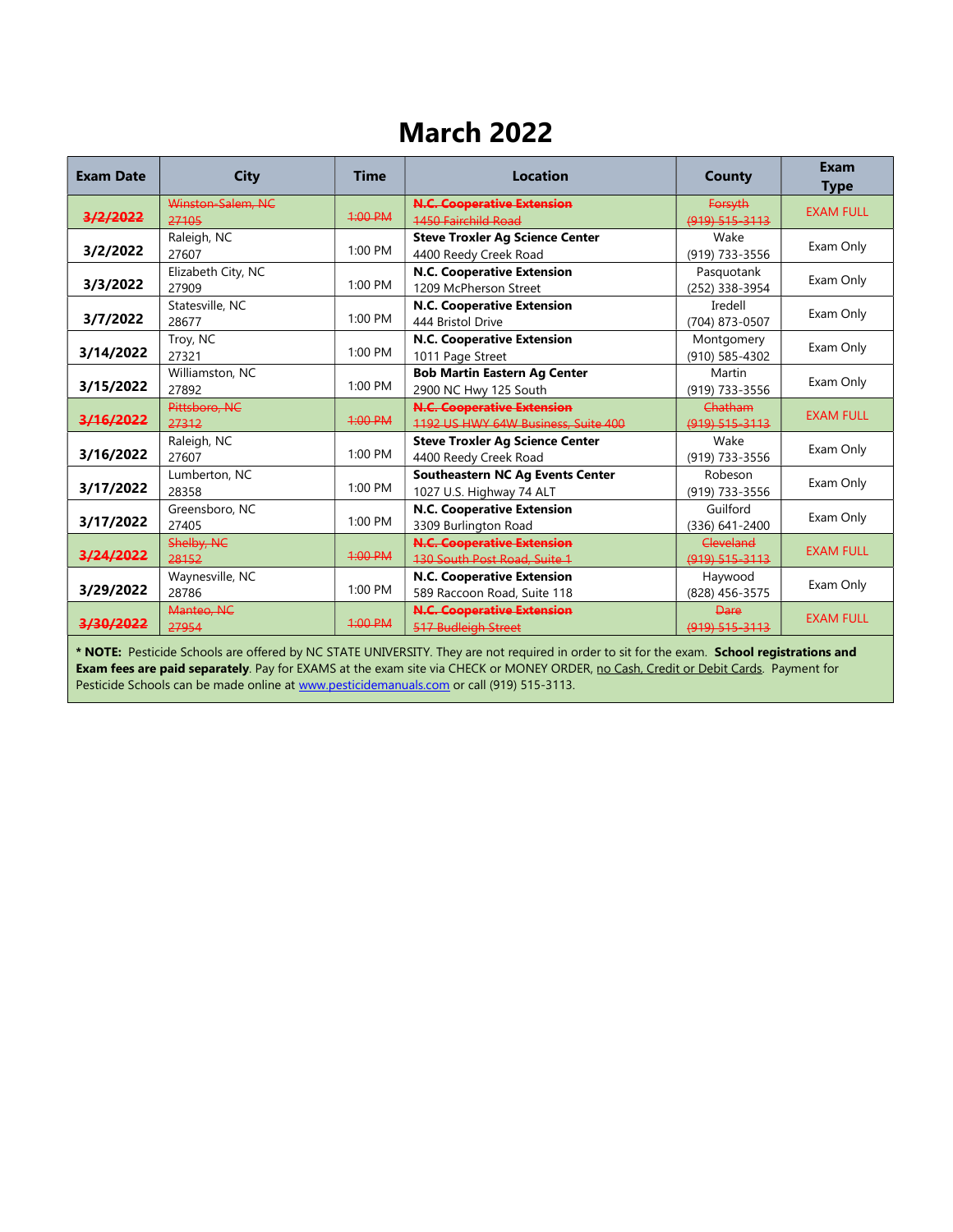# March 2022

| Exam Date | City | Time | Location | County | Exam Type |
|---|---|---|---|---|---|
| ~~3/2/2022~~ | ~~Winston-Salem, NC 27105~~ | ~~1:00 PM~~ | ~~**N.C. Cooperative Extension** 1450 Fairchild Road~~ | ~~Forsyth (919) 515-3113~~ | EXAM FULL |
| **3/2/2022** | Raleigh, NC 27607 | 1:00 PM | **Steve Troxler Ag Science Center** 4400 Reedy Creek Road | Wake (919) 733-3556 | Exam Only |
| **3/3/2022** | Elizabeth City, NC 27909 | 1:00 PM | **N.C. Cooperative Extension** 1209 McPherson Street | Pasquotank (252) 338-3954 | Exam Only |
| **3/7/2022** | Statesville, NC 28677 | 1:00 PM | **N.C. Cooperative Extension** 444 Bristol Drive | Iredell (704) 873-0507 | Exam Only |
| **3/14/2022** | Troy, NC 27321 | 1:00 PM | **N.C. Cooperative Extension** 1011 Page Street | Montgomery (910) 585-4302 | Exam Only |
| **3/15/2022** | Williamston, NC 27892 | 1:00 PM | **Bob Martin Eastern Ag Center** 2900 NC Hwy 125 South | Martin (919) 733-3556 | Exam Only |
| ~~3/16/2022~~ | ~~Pittsboro, NC 27312~~ | ~~1:00 PM~~ | ~~**N.C. Cooperative Extension** 1192 US HWY 64W Business, Suite 400~~ | ~~Chatham (919) 515-3113~~ | EXAM FULL |
| **3/16/2022** | Raleigh, NC 27607 | 1:00 PM | **Steve Troxler Ag Science Center** 4400 Reedy Creek Road | Wake (919) 733-3556 | Exam Only |
| **3/17/2022** | Lumberton, NC 28358 | 1:00 PM | **Southeastern NC Ag Events Center** 1027 U.S. Highway 74 ALT | Robeson (919) 733-3556 | Exam Only |
| **3/17/2022** | Greensboro, NC 27405 | 1:00 PM | **N.C. Cooperative Extension** 3309 Burlington Road | Guilford (336) 641-2400 | Exam Only |
| ~~3/24/2022~~ | ~~Shelby, NC 28152~~ | ~~1:00 PM~~ | ~~**N.C. Cooperative Extension** 130 South Post Road, Suite 1~~ | ~~Cleveland (919) 515-3113~~ | EXAM FULL |
| **3/29/2022** | Waynesville, NC 28786 | 1:00 PM | **N.C. Cooperative Extension** 589 Raccoon Road, Suite 118 | Haywood (828) 456-3575 | Exam Only |
| ~~3/30/2022~~ | ~~Manteo, NC 27954~~ | ~~1:00 PM~~ | ~~**N.C. Cooperative Extension** 517 Budleigh Street~~ | ~~Dare (919) 515-3113~~ | EXAM FULL |

**\* NOTE:** Pesticide Schools are offered by NC STATE UNIVERSITY. They are not required in order to sit for the exam. **School registrations and Exam fees are paid separately**. Pay for EXAMS at the exam site via CHECK or MONEY ORDER, no Cash, Credit or Debit Cards. Payment for Pesticide Schools can be made online at www.pesticidemanuals.com or call (919) 515-3113.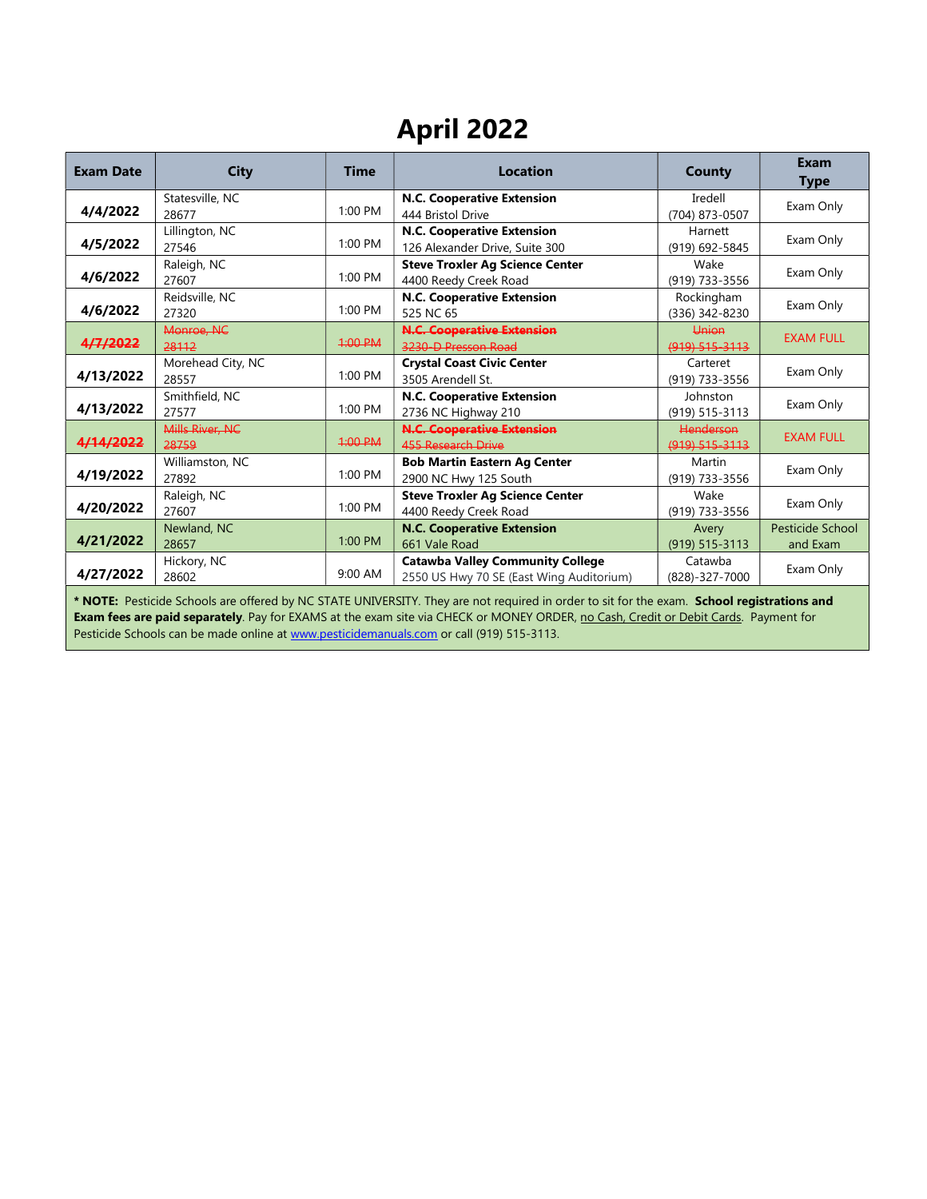# April 2022

| Exam Date | City | Time | Location | County | Exam Type |
|---|---|---|---|---|---|
| **4/4/2022** | Statesville, NC 28677 | 1:00 PM | **N.C. Cooperative Extension** 444 Bristol Drive | Iredell (704) 873-0507 | Exam Only |
| **4/5/2022** | Lillington, NC 27546 | 1:00 PM | **N.C. Cooperative Extension** 126 Alexander Drive, Suite 300 | Harnett (919) 692-5845 | Exam Only |
| **4/6/2022** | Raleigh, NC 27607 | 1:00 PM | **Steve Troxler Ag Science Center** 4400 Reedy Creek Road | Wake (919) 733-3556 | Exam Only |
| **4/6/2022** | Reidsville, NC 27320 | 1:00 PM | **N.C. Cooperative Extension** 525 NC 65 | Rockingham (336) 342-8230 | Exam Only |
| ~~**4/7/2022**~~ | ~~Monroe, NC 28112~~ | ~~1:00 PM~~ | ~~**N.C. Cooperative Extension** 3230-D Presson Road~~ | ~~Union (919) 515-3113~~ | EXAM FULL |
| **4/13/2022** | Morehead City, NC 28557 | 1:00 PM | **Crystal Coast Civic Center** 3505 Arendell St. | Carteret (919) 733-3556 | Exam Only |
| **4/13/2022** | Smithfield, NC 27577 | 1:00 PM | **N.C. Cooperative Extension** 2736 NC Highway 210 | Johnston (919) 515-3113 | Exam Only |
| ~~**4/14/2022**~~ | ~~Mills River, NC 28759~~ | ~~1:00 PM~~ | ~~**N.C. Cooperative Extension** 455 Research Drive~~ | ~~Henderson (919) 515-3113~~ | EXAM FULL |
| **4/19/2022** | Williamston, NC 27892 | 1:00 PM | **Bob Martin Eastern Ag Center** 2900 NC Hwy 125 South | Martin (919) 733-3556 | Exam Only |
| **4/20/2022** | Raleigh, NC 27607 | 1:00 PM | **Steve Troxler Ag Science Center** 4400 Reedy Creek Road | Wake (919) 733-3556 | Exam Only |
| **4/21/2022** | Newland, NC 28657 | 1:00 PM | **N.C. Cooperative Extension** 661 Vale Road | Avery (919) 515-3113 | Pesticide School and Exam |
| **4/27/2022** | Hickory, NC 28602 | 9:00 AM | **Catawba Valley Community College** 2550 US Hwy 70 SE (East Wing Auditorium) | Catawba (828)-327-7000 | Exam Only |

**\* NOTE:** Pesticide Schools are offered by NC STATE UNIVERSITY. They are not required in order to sit for the exam. **School registrations and Exam fees are paid separately**. Pay for EXAMS at the exam site via CHECK or MONEY ORDER, no Cash, Credit or Debit Cards. Payment for Pesticide Schools can be made online at www.pesticidemanuals.com or call (919) 515-3113.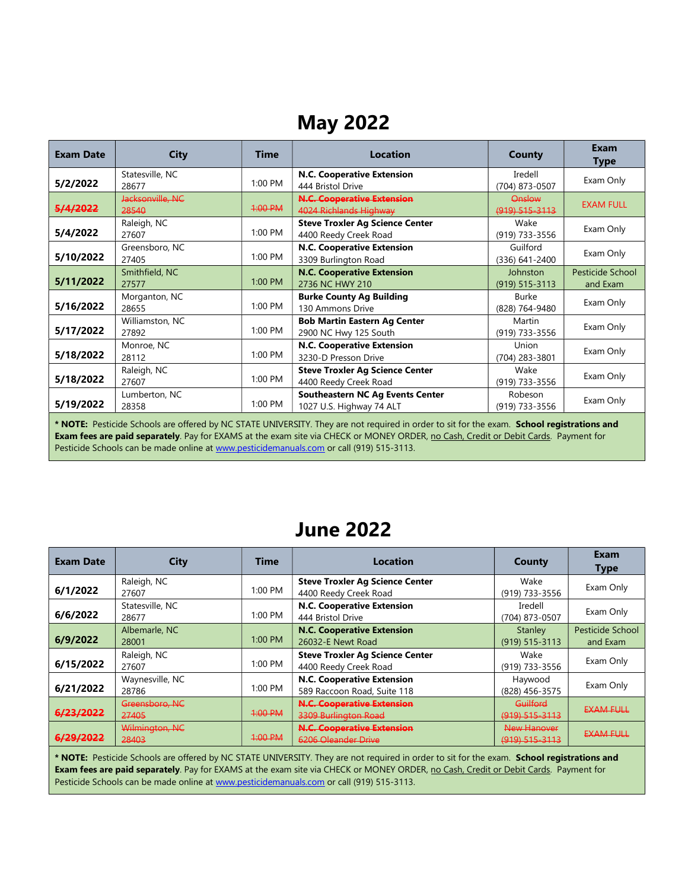# May 2022

| Exam Date | City | Time | Location | County | Exam Type |
|---|---|---|---|---|---|
| **5/2/2022** | Statesville, NC 28677 | 1:00 PM | **N.C. Cooperative Extension** 444 Bristol Drive | Iredell (704) 873-0507 | Exam Only |
| ~~**5/4/2022**~~ | ~~Jacksonville, NC 28540~~ | ~~1:00 PM~~ | ~~**N.C. Cooperative Extension** 4024 Richlands Highway~~ | ~~Onslow (919) 515-3113~~ | EXAM FULL |
| **5/4/2022** | Raleigh, NC 27607 | 1:00 PM | **Steve Troxler Ag Science Center** 4400 Reedy Creek Road | Wake (919) 733-3556 | Exam Only |
| **5/10/2022** | Greensboro, NC 27405 | 1:00 PM | **N.C. Cooperative Extension** 3309 Burlington Road | Guilford (336) 641-2400 | Exam Only |
| **5/11/2022** | Smithfield, NC 27577 | 1:00 PM | **N.C. Cooperative Extension** 2736 NC HWY 210 | Johnston (919) 515-3113 | Pesticide School and Exam |
| **5/16/2022** | Morganton, NC 28655 | 1:00 PM | **Burke County Ag Building** 130 Ammons Drive | Burke (828) 764-9480 | Exam Only |
| **5/17/2022** | Williamston, NC 27892 | 1:00 PM | **Bob Martin Eastern Ag Center** 2900 NC Hwy 125 South | Martin (919) 733-3556 | Exam Only |
| **5/18/2022** | Monroe, NC 28112 | 1:00 PM | **N.C. Cooperative Extension** 3230-D Presson Drive | Union (704) 283-3801 | Exam Only |
| **5/18/2022** | Raleigh, NC 27607 | 1:00 PM | **Steve Troxler Ag Science Center** 4400 Reedy Creek Road | Wake (919) 733-3556 | Exam Only |
| **5/19/2022** | Lumberton, NC 28358 | 1:00 PM | **Southeastern NC Ag Events Center** 1027 U.S. Highway 74 ALT | Robeson (919) 733-3556 | Exam Only |

**\* NOTE:** Pesticide Schools are offered by NC STATE UNIVERSITY. They are not required in order to sit for the exam. **School registrations and Exam fees are paid separately**. Pay for EXAMS at the exam site via CHECK or MONEY ORDER, no Cash, Credit or Debit Cards. Payment for Pesticide Schools can be made online at www.pesticidemanuals.com or call (919) 515-3113.

# June 2022

| Exam Date | City | Time | Location | County | Exam Type |
|---|---|---|---|---|---|
| **6/1/2022** | Raleigh, NC 27607 | 1:00 PM | **Steve Troxler Ag Science Center** 4400 Reedy Creek Road | Wake (919) 733-3556 | Exam Only |
| **6/6/2022** | Statesville, NC 28677 | 1:00 PM | **N.C. Cooperative Extension** 444 Bristol Drive | Iredell (704) 873-0507 | Exam Only |
| **6/9/2022** | Albemarle, NC 28001 | 1:00 PM | **N.C. Cooperative Extension** 26032-E Newt Road | Stanley (919) 515-3113 | Pesticide School and Exam |
| **6/15/2022** | Raleigh, NC 27607 | 1:00 PM | **Steve Troxler Ag Science Center** 4400 Reedy Creek Road | Wake (919) 733-3556 | Exam Only |
| **6/21/2022** | Waynesville, NC 28786 | 1:00 PM | **N.C. Cooperative Extension** 589 Raccoon Road, Suite 118 | Haywood (828) 456-3575 | Exam Only |
| ~~**6/23/2022**~~ | ~~Greensboro, NC 27405~~ | ~~1:00 PM~~ | ~~**N.C. Cooperative Extension** 3309 Burlington Road~~ | ~~Guilford (919) 515-3113~~ | ~~EXAM FULL~~ |
| ~~**6/29/2022**~~ | ~~Wilmington, NC 28403~~ | ~~1:00 PM~~ | ~~**N.C. Cooperative Extension** 6206 Oleander Drive~~ | ~~New Hanover (919) 515-3113~~ | ~~EXAM FULL~~ |

**\* NOTE:** Pesticide Schools are offered by NC STATE UNIVERSITY. They are not required in order to sit for the exam. **School registrations and Exam fees are paid separately**. Pay for EXAMS at the exam site via CHECK or MONEY ORDER, no Cash, Credit or Debit Cards. Payment for Pesticide Schools can be made online at www.pesticidemanuals.com or call (919) 515-3113.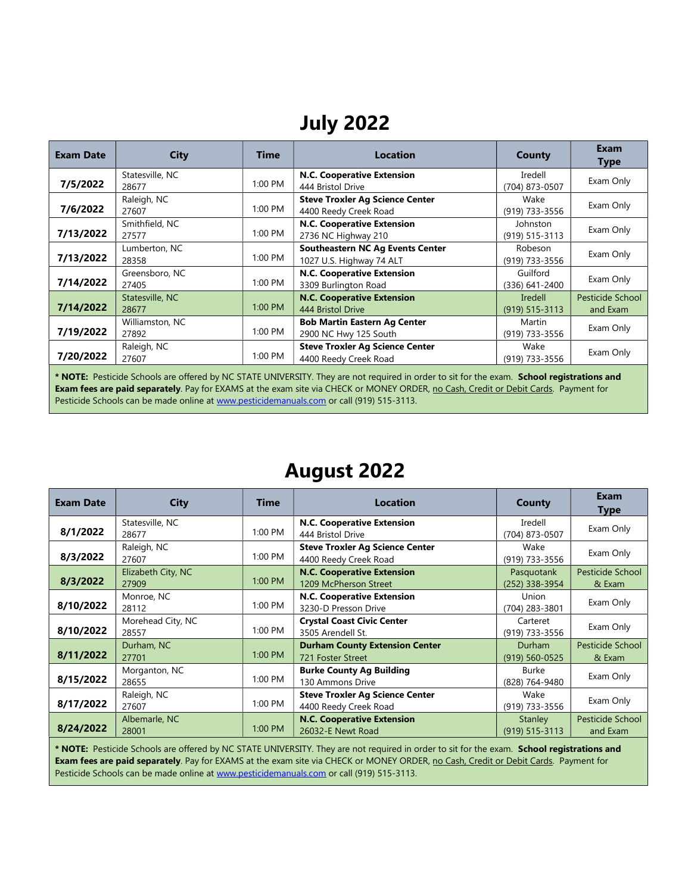# July 2022

| Exam Date | City | Time | Location | County | Exam Type |
|---|---|---|---|---|---|
| **7/5/2022** | Statesville, NC 28677 | 1:00 PM | **N.C. Cooperative Extension** 444 Bristol Drive | Iredell (704) 873-0507 | Exam Only |
| **7/6/2022** | Raleigh, NC 27607 | 1:00 PM | **Steve Troxler Ag Science Center** 4400 Reedy Creek Road | Wake (919) 733-3556 | Exam Only |
| **7/13/2022** | Smithfield, NC 27577 | 1:00 PM | **N.C. Cooperative Extension** 2736 NC Highway 210 | Johnston (919) 515-3113 | Exam Only |
| **7/13/2022** | Lumberton, NC 28358 | 1:00 PM | **Southeastern NC Ag Events Center** 1027 U.S. Highway 74 ALT | Robeson (919) 733-3556 | Exam Only |
| **7/14/2022** | Greensboro, NC 27405 | 1:00 PM | **N.C. Cooperative Extension** 3309 Burlington Road | Guilford (336) 641-2400 | Exam Only |
| **7/14/2022** | Statesville, NC 28677 | 1:00 PM | **N.C. Cooperative Extension** 444 Bristol Drive | Iredell (919) 515-3113 | Pesticide School and Exam |
| **7/19/2022** | Williamston, NC 27892 | 1:00 PM | **Bob Martin Eastern Ag Center** 2900 NC Hwy 125 South | Martin (919) 733-3556 | Exam Only |
| **7/20/2022** | Raleigh, NC 27607 | 1:00 PM | **Steve Troxler Ag Science Center** 4400 Reedy Creek Road | Wake (919) 733-3556 | Exam Only |

**\* NOTE:** Pesticide Schools are offered by NC STATE UNIVERSITY. They are not required in order to sit for the exam. **School registrations and Exam fees are paid separately**. Pay for EXAMS at the exam site via CHECK or MONEY ORDER, no Cash, Credit or Debit Cards. Payment for Pesticide Schools can be made online at www.pesticidemanuals.com or call (919) 515-3113.

# August 2022

| Exam Date | City | Time | Location | County | Exam Type |
|---|---|---|---|---|---|
| **8/1/2022** | Statesville, NC 28677 | 1:00 PM | **N.C. Cooperative Extension** 444 Bristol Drive | Iredell (704) 873-0507 | Exam Only |
| **8/3/2022** | Raleigh, NC 27607 | 1:00 PM | **Steve Troxler Ag Science Center** 4400 Reedy Creek Road | Wake (919) 733-3556 | Exam Only |
| **8/3/2022** | Elizabeth City, NC 27909 | 1:00 PM | **N.C. Cooperative Extension** 1209 McPherson Street | Pasquotank (252) 338-3954 | Pesticide School & Exam |
| **8/10/2022** | Monroe, NC 28112 | 1:00 PM | **N.C. Cooperative Extension** 3230-D Presson Drive | Union (704) 283-3801 | Exam Only |
| **8/10/2022** | Morehead City, NC 28557 | 1:00 PM | **Crystal Coast Civic Center** 3505 Arendell St. | Carteret (919) 733-3556 | Exam Only |
| **8/11/2022** | Durham, NC 27701 | 1:00 PM | **Durham County Extension Center** 721 Foster Street | Durham (919) 560-0525 | Pesticide School & Exam |
| **8/15/2022** | Morganton, NC 28655 | 1:00 PM | **Burke County Ag Building** 130 Ammons Drive | Burke (828) 764-9480 | Exam Only |
| **8/17/2022** | Raleigh, NC 27607 | 1:00 PM | **Steve Troxler Ag Science Center** 4400 Reedy Creek Road | Wake (919) 733-3556 | Exam Only |
| **8/24/2022** | Albemarle, NC 28001 | 1:00 PM | **N.C. Cooperative Extension** 26032-E Newt Road | Stanley (919) 515-3113 | Pesticide School and Exam |

**\* NOTE:** Pesticide Schools are offered by NC STATE UNIVERSITY. They are not required in order to sit for the exam. **School registrations and Exam fees are paid separately**. Pay for EXAMS at the exam site via CHECK or MONEY ORDER, no Cash, Credit or Debit Cards. Payment for Pesticide Schools can be made online at www.pesticidemanuals.com or call (919) 515-3113.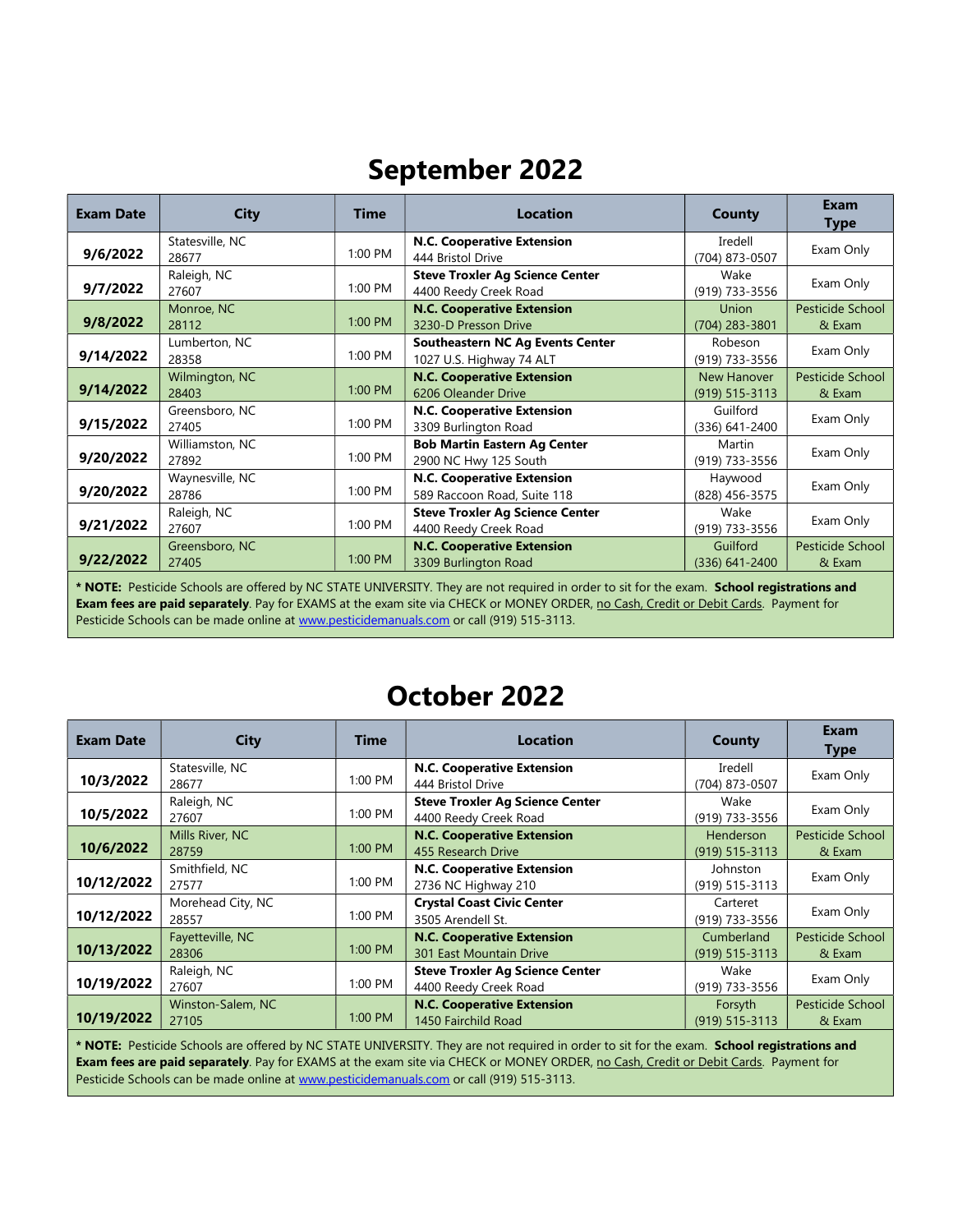# September 2022

| Exam Date | City | Time | Location | County | Exam Type |
|---|---|---|---|---|---|
| **9/6/2022** | Statesville, NC 28677 | 1:00 PM | **N.C. Cooperative Extension** 444 Bristol Drive | Iredell (704) 873-0507 | Exam Only |
| **9/7/2022** | Raleigh, NC 27607 | 1:00 PM | **Steve Troxler Ag Science Center** 4400 Reedy Creek Road | Wake (919) 733-3556 | Exam Only |
| **9/8/2022** | Monroe, NC 28112 | 1:00 PM | **N.C. Cooperative Extension** 3230-D Presson Drive | Union (704) 283-3801 | Pesticide School & Exam |
| **9/14/2022** | Lumberton, NC 28358 | 1:00 PM | **Southeastern NC Ag Events Center** 1027 U.S. Highway 74 ALT | Robeson (919) 733-3556 | Exam Only |
| **9/14/2022** | Wilmington, NC 28403 | 1:00 PM | **N.C. Cooperative Extension** 6206 Oleander Drive | New Hanover (919) 515-3113 | Pesticide School & Exam |
| **9/15/2022** | Greensboro, NC 27405 | 1:00 PM | **N.C. Cooperative Extension** 3309 Burlington Road | Guilford (336) 641-2400 | Exam Only |
| **9/20/2022** | Williamston, NC 27892 | 1:00 PM | **Bob Martin Eastern Ag Center** 2900 NC Hwy 125 South | Martin (919) 733-3556 | Exam Only |
| **9/20/2022** | Waynesville, NC 28786 | 1:00 PM | **N.C. Cooperative Extension** 589 Raccoon Road, Suite 118 | Haywood (828) 456-3575 | Exam Only |
| **9/21/2022** | Raleigh, NC 27607 | 1:00 PM | **Steve Troxler Ag Science Center** 4400 Reedy Creek Road | Wake (919) 733-3556 | Exam Only |
| **9/22/2022** | Greensboro, NC 27405 | 1:00 PM | **N.C. Cooperative Extension** 3309 Burlington Road | Guilford (336) 641-2400 | Pesticide School & Exam |

**\* NOTE:** Pesticide Schools are offered by NC STATE UNIVERSITY. They are not required in order to sit for the exam. **School registrations and Exam fees are paid separately**. Pay for EXAMS at the exam site via CHECK or MONEY ORDER, no Cash, Credit or Debit Cards. Payment for Pesticide Schools can be made online at www.pesticidemanuals.com or call (919) 515-3113.

# October 2022

| Exam Date | City | Time | Location | County | Exam Type |
|---|---|---|---|---|---|
| **10/3/2022** | Statesville, NC 28677 | 1:00 PM | **N.C. Cooperative Extension** 444 Bristol Drive | Iredell (704) 873-0507 | Exam Only |
| **10/5/2022** | Raleigh, NC 27607 | 1:00 PM | **Steve Troxler Ag Science Center** 4400 Reedy Creek Road | Wake (919) 733-3556 | Exam Only |
| **10/6/2022** | Mills River, NC 28759 | 1:00 PM | **N.C. Cooperative Extension** 455 Research Drive | Henderson (919) 515-3113 | Pesticide School & Exam |
| **10/12/2022** | Smithfield, NC 27577 | 1:00 PM | **N.C. Cooperative Extension** 2736 NC Highway 210 | Johnston (919) 515-3113 | Exam Only |
| **10/12/2022** | Morehead City, NC 28557 | 1:00 PM | **Crystal Coast Civic Center** 3505 Arendell St. | Carteret (919) 733-3556 | Exam Only |
| **10/13/2022** | Fayetteville, NC 28306 | 1:00 PM | **N.C. Cooperative Extension** 301 East Mountain Drive | Cumberland (919) 515-3113 | Pesticide School & Exam |
| **10/19/2022** | Raleigh, NC 27607 | 1:00 PM | **Steve Troxler Ag Science Center** 4400 Reedy Creek Road | Wake (919) 733-3556 | Exam Only |
| **10/19/2022** | Winston-Salem, NC 27105 | 1:00 PM | **N.C. Cooperative Extension** 1450 Fairchild Road | Forsyth (919) 515-3113 | Pesticide School & Exam |

**\* NOTE:** Pesticide Schools are offered by NC STATE UNIVERSITY. They are not required in order to sit for the exam. **School registrations and Exam fees are paid separately**. Pay for EXAMS at the exam site via CHECK or MONEY ORDER, no Cash, Credit or Debit Cards. Payment for Pesticide Schools can be made online at www.pesticidemanuals.com or call (919) 515-3113.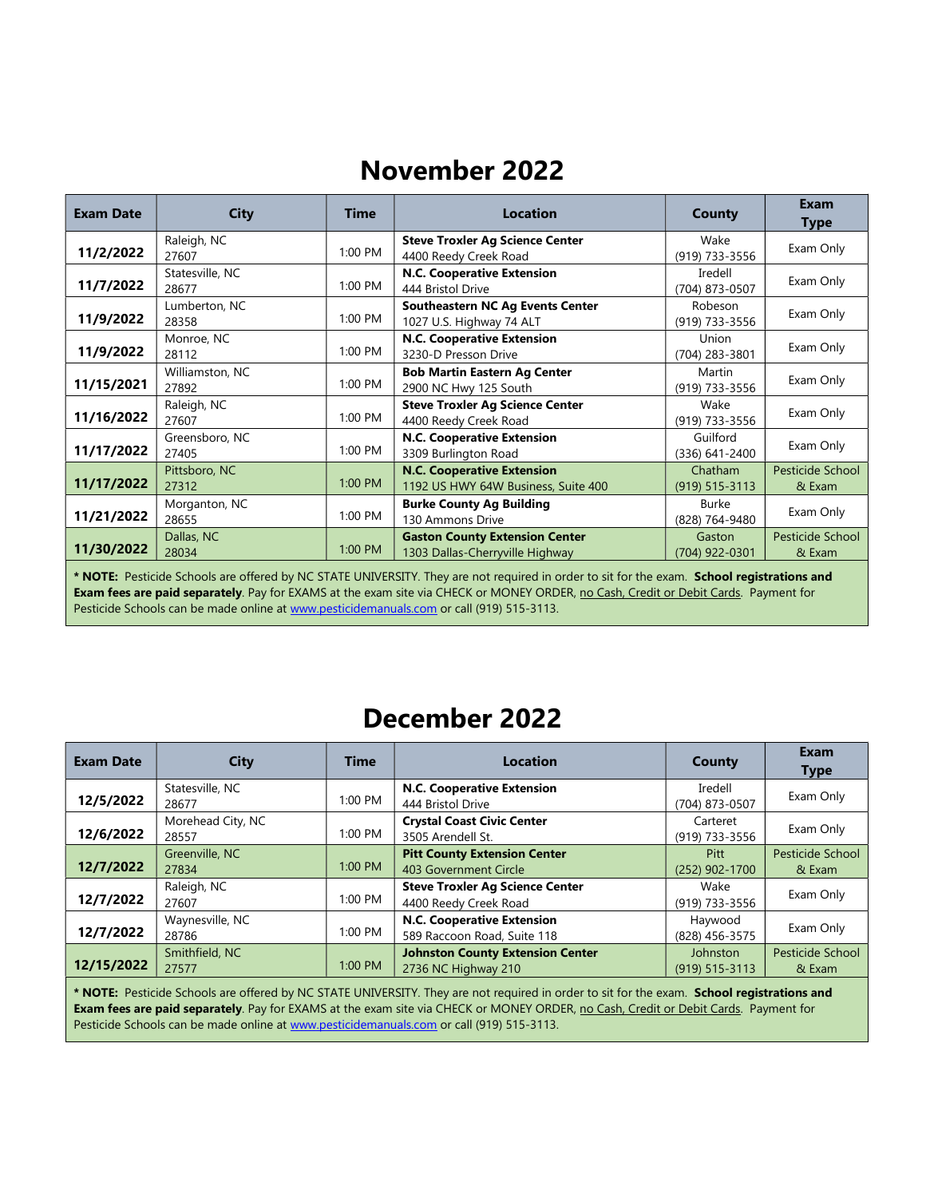# November 2022

| Exam Date | City | Time | Location | County | Exam Type |
|---|---|---|---|---|---|
| **11/2/2022** | Raleigh, NC 27607 | 1:00 PM | **Steve Troxler Ag Science Center** 4400 Reedy Creek Road | Wake (919) 733-3556 | Exam Only |
| **11/7/2022** | Statesville, NC 28677 | 1:00 PM | **N.C. Cooperative Extension** 444 Bristol Drive | Iredell (704) 873-0507 | Exam Only |
| **11/9/2022** | Lumberton, NC 28358 | 1:00 PM | **Southeastern NC Ag Events Center** 1027 U.S. Highway 74 ALT | Robeson (919) 733-3556 | Exam Only |
| **11/9/2022** | Monroe, NC 28112 | 1:00 PM | **N.C. Cooperative Extension** 3230-D Presson Drive | Union (704) 283-3801 | Exam Only |
| **11/15/2021** | Williamston, NC 27892 | 1:00 PM | **Bob Martin Eastern Ag Center** 2900 NC Hwy 125 South | Martin (919) 733-3556 | Exam Only |
| **11/16/2022** | Raleigh, NC 27607 | 1:00 PM | **Steve Troxler Ag Science Center** 4400 Reedy Creek Road | Wake (919) 733-3556 | Exam Only |
| **11/17/2022** | Greensboro, NC 27405 | 1:00 PM | **N.C. Cooperative Extension** 3309 Burlington Road | Guilford (336) 641-2400 | Exam Only |
| **11/17/2022** | Pittsboro, NC 27312 | 1:00 PM | **N.C. Cooperative Extension** 1192 US HWY 64W Business, Suite 400 | Chatham (919) 515-3113 | Pesticide School & Exam |
| **11/21/2022** | Morganton, NC 28655 | 1:00 PM | **Burke County Ag Building** 130 Ammons Drive | Burke (828) 764-9480 | Exam Only |
| **11/30/2022** | Dallas, NC 28034 | 1:00 PM | **Gaston County Extension Center** 1303 Dallas-Cherryville Highway | Gaston (704) 922-0301 | Pesticide School & Exam |

**\* NOTE:** Pesticide Schools are offered by NC STATE UNIVERSITY. They are not required in order to sit for the exam. **School registrations and Exam fees are paid separately**. Pay for EXAMS at the exam site via CHECK or MONEY ORDER, no Cash, Credit or Debit Cards. Payment for Pesticide Schools can be made online at www.pesticidemanuals.com or call (919) 515-3113.

# December 2022

| Exam Date | City | Time | Location | County | Exam Type |
|---|---|---|---|---|---|
| **12/5/2022** | Statesville, NC 28677 | 1:00 PM | **N.C. Cooperative Extension** 444 Bristol Drive | Iredell (704) 873-0507 | Exam Only |
| **12/6/2022** | Morehead City, NC 28557 | 1:00 PM | **Crystal Coast Civic Center** 3505 Arendell St. | Carteret (919) 733-3556 | Exam Only |
| **12/7/2022** | Greenville, NC 27834 | 1:00 PM | **Pitt County Extension Center** 403 Government Circle | Pitt (252) 902-1700 | Pesticide School & Exam |
| **12/7/2022** | Raleigh, NC 27607 | 1:00 PM | **Steve Troxler Ag Science Center** 4400 Reedy Creek Road | Wake (919) 733-3556 | Exam Only |
| **12/7/2022** | Waynesville, NC 28786 | 1:00 PM | **N.C. Cooperative Extension** 589 Raccoon Road, Suite 118 | Haywood (828) 456-3575 | Exam Only |
| **12/15/2022** | Smithfield, NC 27577 | 1:00 PM | **Johnston County Extension Center** 2736 NC Highway 210 | Johnston (919) 515-3113 | Pesticide School & Exam |

**\* NOTE:** Pesticide Schools are offered by NC STATE UNIVERSITY. They are not required in order to sit for the exam. **School registrations and Exam fees are paid separately**. Pay for EXAMS at the exam site via CHECK or MONEY ORDER, no Cash, Credit or Debit Cards. Payment for Pesticide Schools can be made online at www.pesticidemanuals.com or call (919) 515-3113.